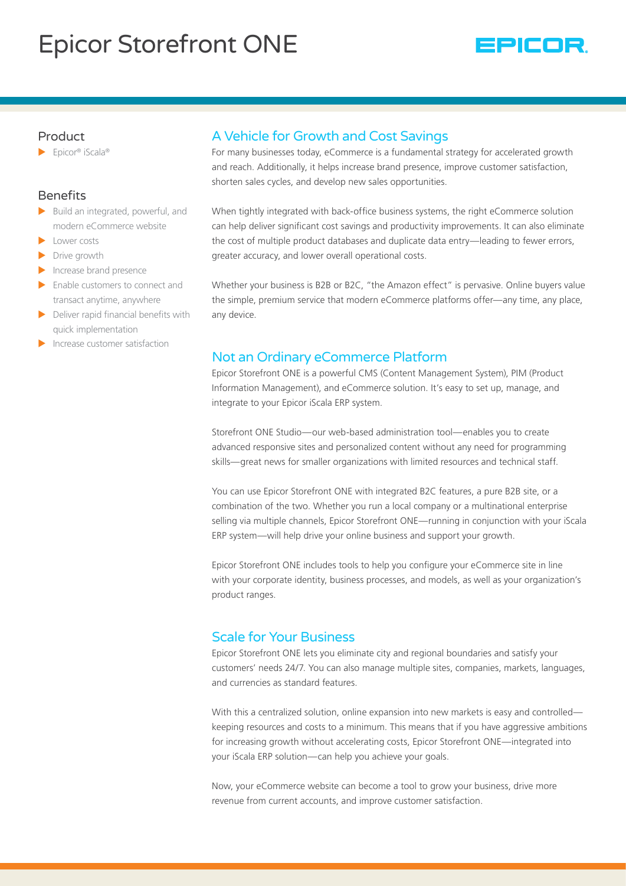# Epicor Storefront ONE

EPICOR.

## Product

- Epicor® iScala®

## Benefits

- Build an integrated, powerful, and modern eCommerce website
- Lower costs
- Drive growth
- Increase brand presence
- Enable customers to connect and transact anytime, anywhere
- Deliver rapid financial benefits with quick implementation
- Increase customer satisfaction

## A Vehicle for Growth and Cost Savings

For many businesses today, eCommerce is a fundamental strategy for accelerated growth and reach. Additionally, it helps increase brand presence, improve customer satisfaction, shorten sales cycles, and develop new sales opportunities.

When tightly integrated with back-office business systems, the right eCommerce solution can help deliver significant cost savings and productivity improvements. It can also eliminate the cost of multiple product databases and duplicate data entry—leading to fewer errors, greater accuracy, and lower overall operational costs.

Whether your business is B2B or B2C, "the Amazon effect" is pervasive. Online buyers value the simple, premium service that modern eCommerce platforms offer—any time, any place, any device.

## Not an Ordinary eCommerce Platform

Epicor Storefront ONE is a powerful CMS (Content Management System), PIM (Product Information Management), and eCommerce solution. It's easy to set up, manage, and integrate to your Epicor iScala ERP system.

Storefront ONE Studio—our web-based administration tool—enables you to create advanced responsive sites and personalized content without any need for programming skills—great news for smaller organizations with limited resources and technical staff.

You can use Epicor Storefront ONE with integrated B2C features, a pure B2B site, or a combination of the two. Whether you run a local company or a multinational enterprise selling via multiple channels, Epicor Storefront ONE—running in conjunction with your iScala ERP system—will help drive your online business and support your growth.

Epicor Storefront ONE includes tools to help you configure your eCommerce site in line with your corporate identity, business processes, and models, as well as your organization's product ranges.

## Scale for Your Business

Epicor Storefront ONE lets you eliminate city and regional boundaries and satisfy your customers' needs 24/7. You can also manage multiple sites, companies, markets, languages, and currencies as standard features.

With this a centralized solution, online expansion into new markets is easy and controlled—keeping resources and costs to a minimum. This means that if you have aggressive ambitions for increasing growth without accelerating costs, Epicor Storefront ONE—integrated into your iScala ERP solution—can help you achieve your goals.

Now, your eCommerce website can become a tool to grow your business, drive more revenue from current accounts, and improve customer satisfaction.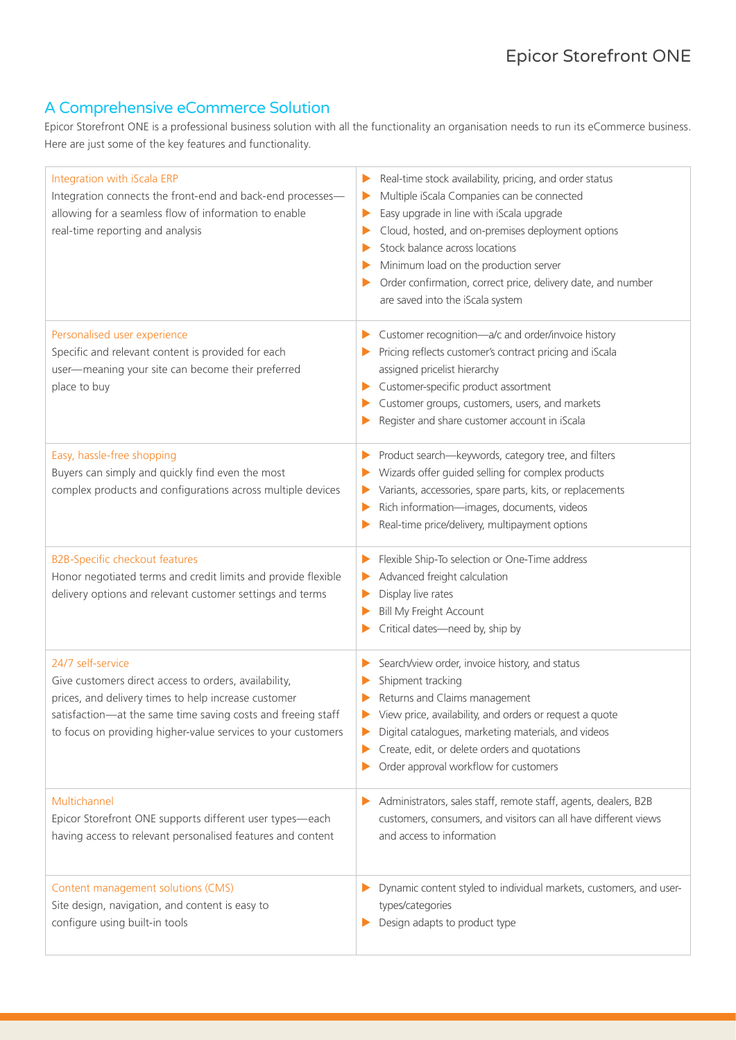## A Comprehensive eCommerce Solution

Epicor Storefront ONE is a professional business solution with all the functionality an organisation needs to run its eCommerce business. Here are just some of the key features and functionality.

| | |
|---|---|
| **Integration with iScala ERP**<br>Integration connects the front-end and back-end processes—allowing for a seamless flow of information to enable real-time reporting and analysis | ▶ Real-time stock availability, pricing, and order status<br>▶ Multiple iScala Companies can be connected<br>▶ Easy upgrade in line with iScala upgrade<br>▶ Cloud, hosted, and on-premises deployment options<br>▶ Stock balance across locations<br>▶ Minimum load on the production server<br>▶ Order confirmation, correct price, delivery date, and number are saved into the iScala system |
| **Personalised user experience**<br>Specific and relevant content is provided for each user—meaning your site can become their preferred place to buy | ▶ Customer recognition—a/c and order/invoice history<br>▶ Pricing reflects customer's contract pricing and iScala assigned pricelist hierarchy<br>▶ Customer-specific product assortment<br>▶ Customer groups, customers, users, and markets<br>▶ Register and share customer account in iScala |
| **Easy, hassle-free shopping**<br>Buyers can simply and quickly find even the most complex products and configurations across multiple devices | ▶ Product search—keywords, category tree, and filters<br>▶ Wizards offer guided selling for complex products<br>▶ Variants, accessories, spare parts, kits, or replacements<br>▶ Rich information—images, documents, videos<br>▶ Real-time price/delivery, multipayment options |
| **B2B-Specific checkout features**<br>Honor negotiated terms and credit limits and provide flexible delivery options and relevant customer settings and terms | ▶ Flexible Ship-To selection or One-Time address<br>▶ Advanced freight calculation<br>▶ Display live rates<br>▶ Bill My Freight Account<br>▶ Critical dates—need by, ship by |
| **24/7 self-service**<br>Give customers direct access to orders, availability, prices, and delivery times to help increase customer satisfaction—at the same time saving costs and freeing staff to focus on providing higher-value services to your customers | ▶ Search/view order, invoice history, and status<br>▶ Shipment tracking<br>▶ Returns and Claims management<br>▶ View price, availability, and orders or request a quote<br>▶ Digital catalogues, marketing materials, and videos<br>▶ Create, edit, or delete orders and quotations<br>▶ Order approval workflow for customers |
| **Multichannel**<br>Epicor Storefront ONE supports different user types—each having access to relevant personalised features and content | ▶ Administrators, sales staff, remote staff, agents, dealers, B2B customers, consumers, and visitors can all have different views and access to information |
| **Content management solutions (CMS)**<br>Site design, navigation, and content is easy to configure using built-in tools | ▶ Dynamic content styled to individual markets, customers, and user-types/categories<br>▶ Design adapts to product type |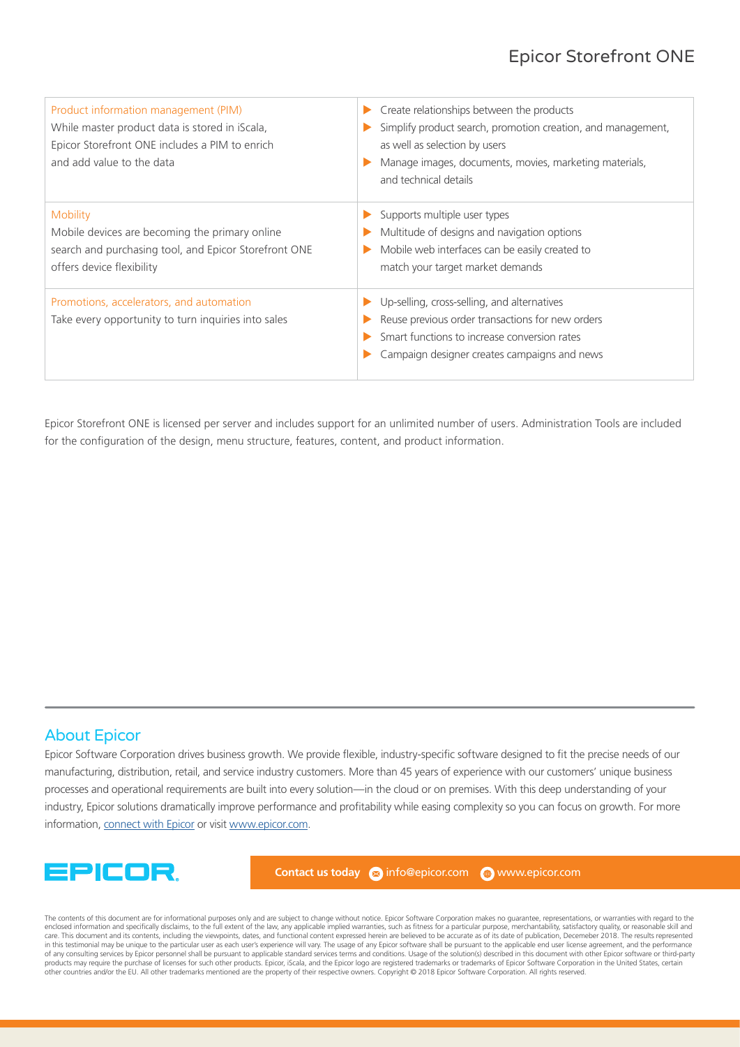| | |
|---|---|
| Product information management (PIM)<br>While master product data is stored in iScala, Epicor Storefront ONE includes a PIM to enrich and add value to the data | ▶ Create relationships between the products<br>▶ Simplify product search, promotion creation, and management, as well as selection by users<br>▶ Manage images, documents, movies, marketing materials, and technical details |
| Mobility<br>Mobile devices are becoming the primary online search and purchasing tool, and Epicor Storefront ONE offers device flexibility | ▶ Supports multiple user types<br>▶ Multitude of designs and navigation options<br>▶ Mobile web interfaces can be easily created to match your target market demands |
| Promotions, accelerators, and automation<br>Take every opportunity to turn inquiries into sales | ▶ Up-selling, cross-selling, and alternatives<br>▶ Reuse previous order transactions for new orders<br>▶ Smart functions to increase conversion rates<br>▶ Campaign designer creates campaigns and news |

Epicor Storefront ONE is licensed per server and includes support for an unlimited number of users. Administration Tools are included for the configuration of the design, menu structure, features, content, and product information.

## About Epicor

Epicor Software Corporation drives business growth. We provide flexible, industry-specific software designed to fit the precise needs of our manufacturing, distribution, retail, and service industry customers. More than 45 years of experience with our customers' unique business processes and operational requirements are built into every solution—in the cloud or on premises. With this deep understanding of your industry, Epicor solutions dramatically improve performance and profitability while easing complexity so you can focus on growth. For more information, connect with Epicor or visit www.epicor.com.

EPICOR.

**Contact us today** info@epicor.com www.epicor.com

The contents of this document are for informational purposes only and are subject to change without notice. Epicor Software Corporation makes no guarantee, representations, or warranties with regard to the enclosed information and specifically disclaims, to the full extent of the law, any applicable implied warranties, such as fitness for a particular purpose, merchantability, satisfactory quality, or reasonable skill and care. This document and its contents, including the viewpoints, dates, and functional content expressed herein are believed to be accurate as of its date of publication, Decemeber 2018. The results represented in this testimonial may be unique to the particular user as each user's experience will vary. The usage of any Epicor software shall be pursuant to the applicable end user license agreement, and the performance of any consulting services by Epicor personnel shall be pursuant to applicable standard services terms and conditions. Usage of the solution(s) described in this document with other Epicor software or third-party products may require the purchase of licenses for such other products. Epicor, iScala, and the Epicor logo are registered trademarks or trademarks of Epicor Software Corporation in the United States, certain other countries and/or the EU. All other trademarks mentioned are the property of their respective owners. Copyright © 2018 Epicor Software Corporation. All rights reserved.